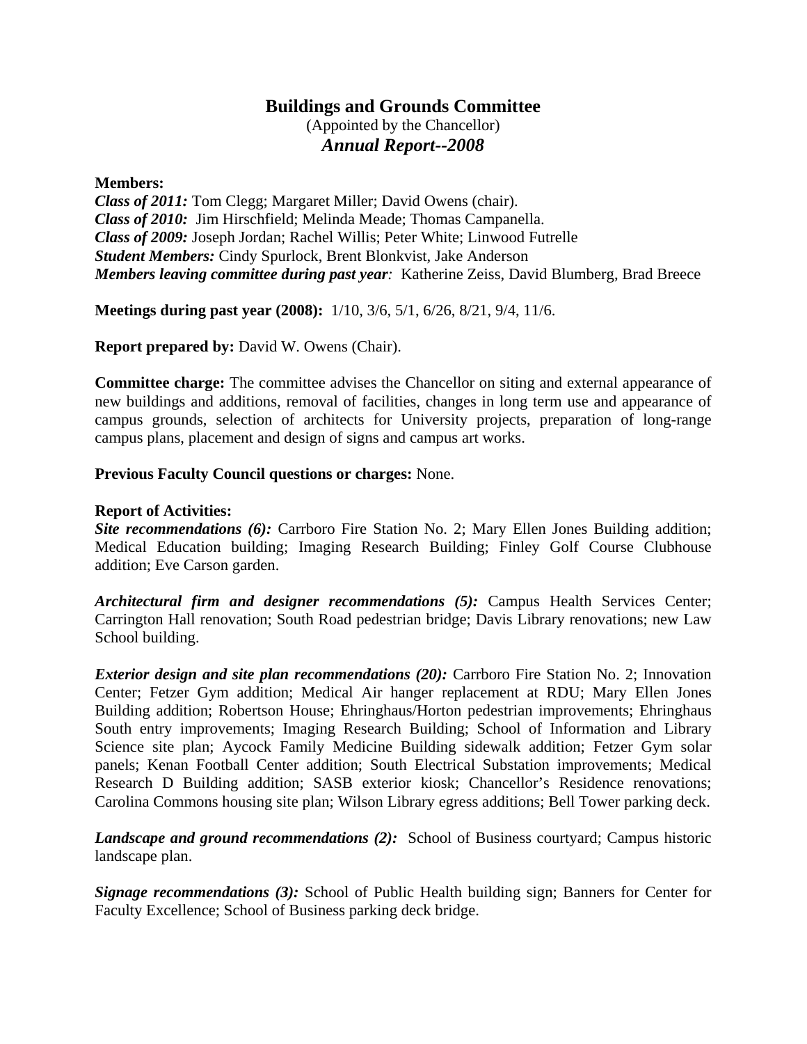# Buildings and Grounds Committee

(Appointed by the Chancellor)

## *Annual Report--2008*

**Members:**
***Class of 2011:*** Tom Clegg; Margaret Miller; David Owens (chair).
***Class of 2010:*** Jim Hirschfield; Melinda Meade; Thomas Campanella.
***Class of 2009:*** Joseph Jordan; Rachel Willis; Peter White; Linwood Futrelle
***Student Members:*** Cindy Spurlock, Brent Blonkvist, Jake Anderson
***Members leaving committee during past year:*** Katherine Zeiss, David Blumberg, Brad Breece

**Meetings during past year (2008):** 1/10, 3/6, 5/1, 6/26, 8/21, 9/4, 11/6.

**Report prepared by:** David W. Owens (Chair).

**Committee charge:** The committee advises the Chancellor on siting and external appearance of new buildings and additions, removal of facilities, changes in long term use and appearance of campus grounds, selection of architects for University projects, preparation of long-range campus plans, placement and design of signs and campus art works.

**Previous Faculty Council questions or charges:** None.

**Report of Activities:**
***Site recommendations (6):*** Carrboro Fire Station No. 2; Mary Ellen Jones Building addition; Medical Education building; Imaging Research Building; Finley Golf Course Clubhouse addition; Eve Carson garden.

***Architectural firm and designer recommendations (5):*** Campus Health Services Center; Carrington Hall renovation; South Road pedestrian bridge; Davis Library renovations; new Law School building.

***Exterior design and site plan recommendations (20):*** Carrboro Fire Station No. 2; Innovation Center; Fetzer Gym addition; Medical Air hanger replacement at RDU; Mary Ellen Jones Building addition; Robertson House; Ehringhaus/Horton pedestrian improvements; Ehringhaus South entry improvements; Imaging Research Building; School of Information and Library Science site plan; Aycock Family Medicine Building sidewalk addition; Fetzer Gym solar panels; Kenan Football Center addition; South Electrical Substation improvements; Medical Research D Building addition; SASB exterior kiosk; Chancellor's Residence renovations; Carolina Commons housing site plan; Wilson Library egress additions; Bell Tower parking deck.

***Landscape and ground recommendations (2):*** School of Business courtyard; Campus historic landscape plan.

***Signage recommendations (3):*** School of Public Health building sign; Banners for Center for Faculty Excellence; School of Business parking deck bridge.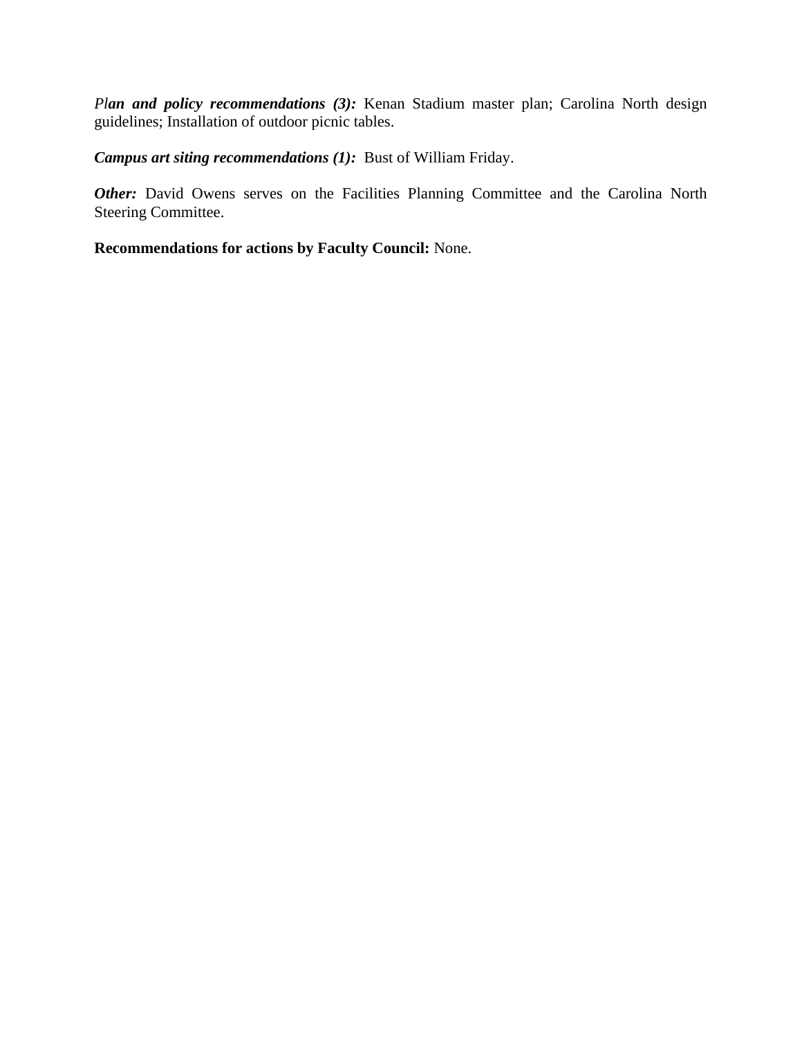***Plan and policy recommendations (3):*** Kenan Stadium master plan; Carolina North design guidelines; Installation of outdoor picnic tables.

***Campus art siting recommendations (1):*** Bust of William Friday.

***Other:*** David Owens serves on the Facilities Planning Committee and the Carolina North Steering Committee.

**Recommendations for actions by Faculty Council:** None.